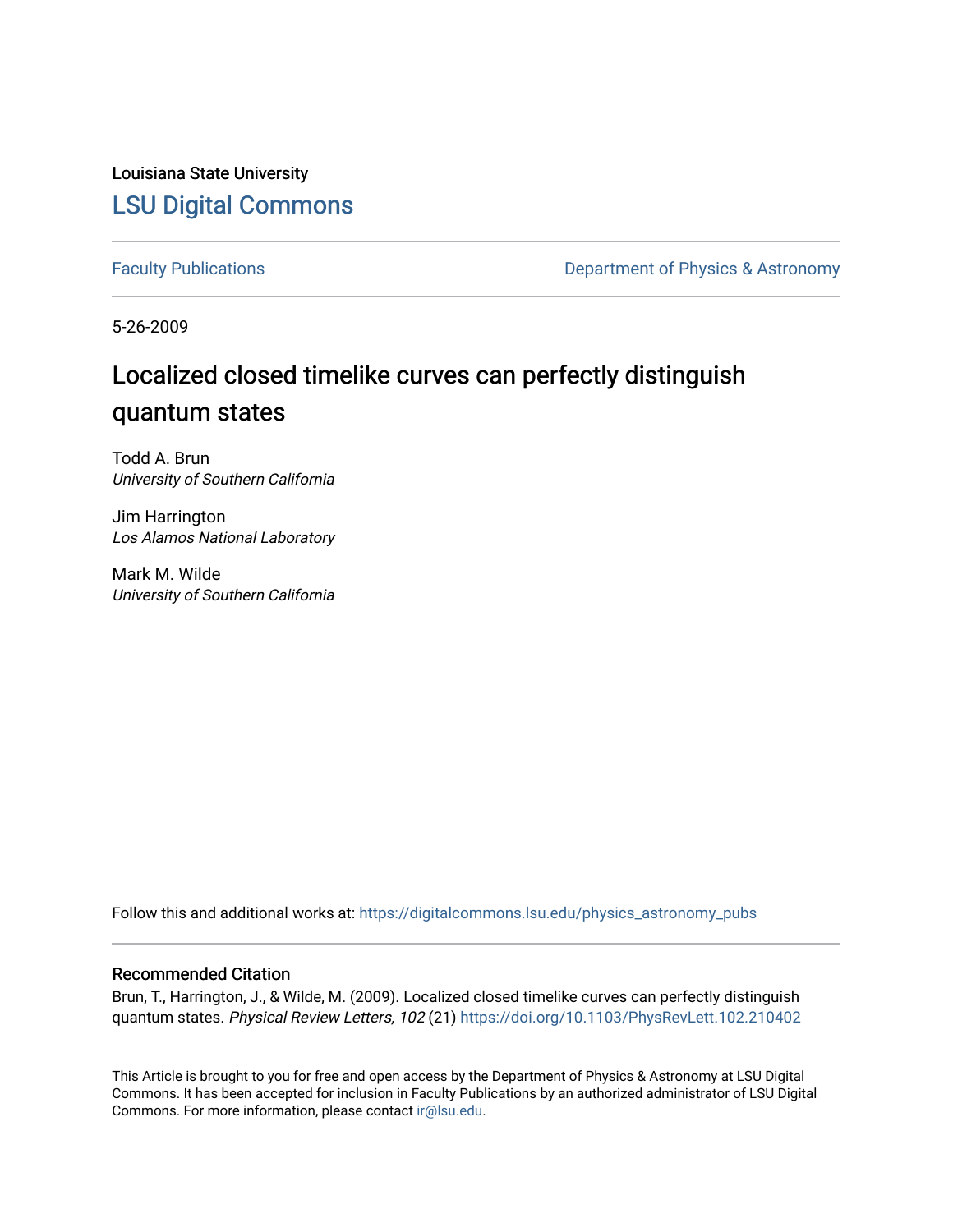Louisiana State University

LSU Digital Commons

Faculty Publications

Department of Physics & Astronomy

5-26-2009

# Localized closed timelike curves can perfectly distinguish quantum states

Todd A. Brun
*University of Southern California*

Jim Harrington
*Los Alamos National Laboratory*

Mark M. Wilde
*University of Southern California*

Follow this and additional works at: https://digitalcommons.lsu.edu/physics_astronomy_pubs

### Recommended Citation

Brun, T., Harrington, J., & Wilde, M. (2009). Localized closed timelike curves can perfectly distinguish quantum states. *Physical Review Letters, 102* (21) https://doi.org/10.1103/PhysRevLett.102.210402

This Article is brought to you for free and open access by the Department of Physics & Astronomy at LSU Digital Commons. It has been accepted for inclusion in Faculty Publications by an authorized administrator of LSU Digital Commons. For more information, please contact ir@lsu.edu.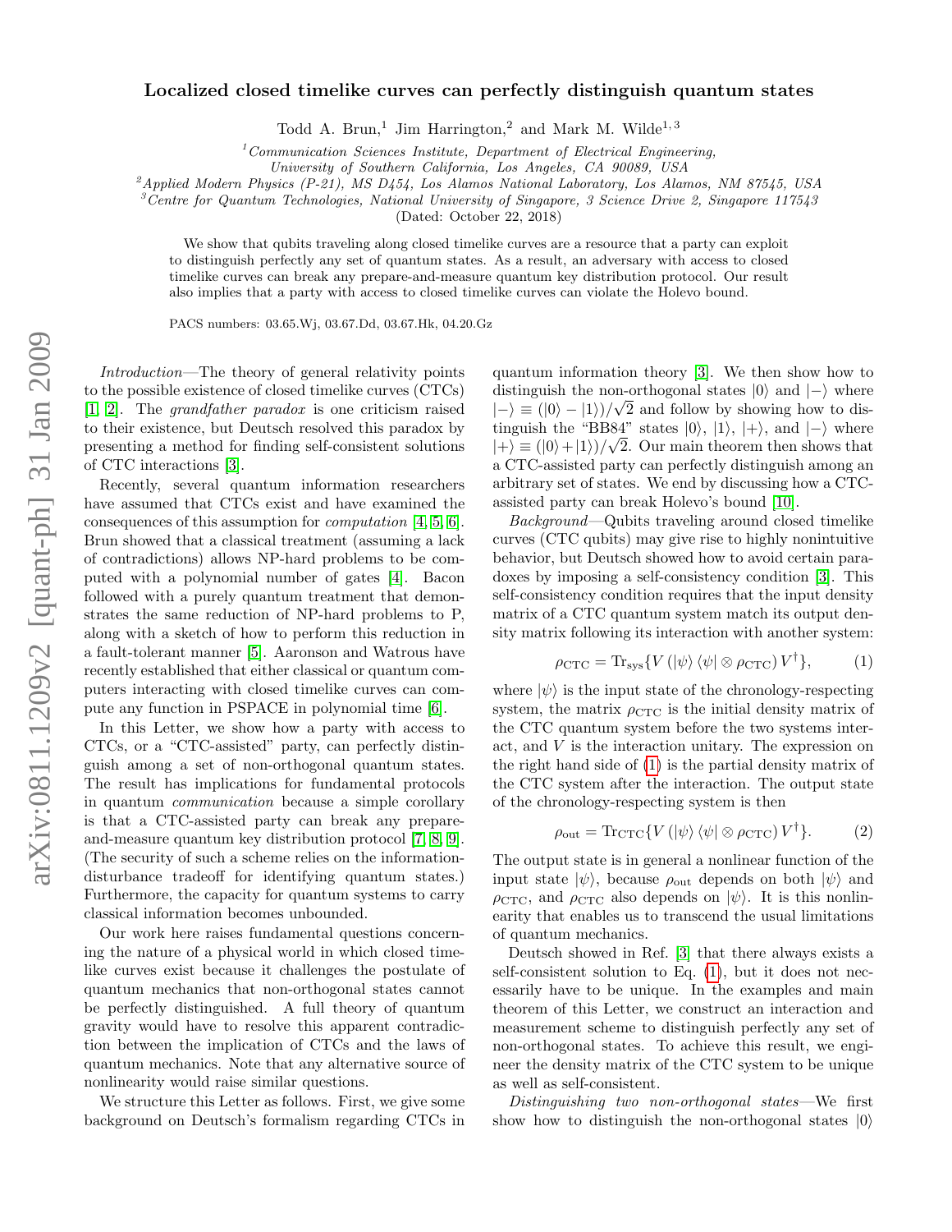# Localized closed timelike curves can perfectly distinguish quantum states

Todd A. Brun,[1] Jim Harrington,[2] and Mark M. Wilde[1,3]

[1]*Communication Sciences Institute, Department of Electrical Engineering, University of Southern California, Los Angeles, CA 90089, USA*
[2]*Applied Modern Physics (P-21), MS D454, Los Alamos National Laboratory, Los Alamos, NM 87545, USA*
[3]*Centre for Quantum Technologies, National University of Singapore, 3 Science Drive 2, Singapore 117543*
(Dated: October 22, 2018)

We show that qubits traveling along closed timelike curves are a resource that a party can exploit to distinguish perfectly any set of quantum states. As a result, an adversary with access to closed timelike curves can break any prepare-and-measure quantum key distribution protocol. Our result also implies that a party with access to closed timelike curves can violate the Holevo bound.

PACS numbers: 03.65.Wj, 03.67.Dd, 03.67.Hk, 04.20.Gz

*Introduction*—The theory of general relativity points to the possible existence of closed timelike curves (CTCs) [1, 2]. The *grandfather paradox* is one criticism raised to their existence, but Deutsch resolved this paradox by presenting a method for finding self-consistent solutions of CTC interactions [3].

Recently, several quantum information researchers have assumed that CTCs exist and have examined the consequences of this assumption for *computation* [4, 5, 6]. Brun showed that a classical treatment (assuming a lack of contradictions) allows NP-hard problems to be computed with a polynomial number of gates [4]. Bacon followed with a purely quantum treatment that demonstrates the same reduction of NP-hard problems to P, along with a sketch of how to perform this reduction in a fault-tolerant manner [5]. Aaronson and Watrous have recently established that either classical or quantum computers interacting with closed timelike curves can compute any function in PSPACE in polynomial time [6].

In this Letter, we show how a party with access to CTCs, or a "CTC-assisted" party, can perfectly distinguish among a set of non-orthogonal quantum states. The result has implications for fundamental protocols in quantum *communication* because a simple corollary is that a CTC-assisted party can break any prepare-and-measure quantum key distribution protocol [7, 8, 9]. (The security of such a scheme relies on the information-disturbance tradeoff for identifying quantum states.) Furthermore, the capacity for quantum systems to carry classical information becomes unbounded.

Our work here raises fundamental questions concerning the nature of a physical world in which closed timelike curves exist because it challenges the postulate of quantum mechanics that non-orthogonal states cannot be perfectly distinguished. A full theory of quantum gravity would have to resolve this apparent contradiction between the implication of CTCs and the laws of quantum mechanics. Note that any alternative source of nonlinearity would raise similar questions.

We structure this Letter as follows. First, we give some background on Deutsch's formalism regarding CTCs in quantum information theory [3]. We then show how to distinguish the non-orthogonal states $|0\rangle$ and $|-\rangle$ where $|-\rangle \equiv (|0\rangle - |1\rangle)/\sqrt{2}$ and follow by showing how to distinguish the "BB84" states $|0\rangle$, $|1\rangle$, $|+\rangle$, and $|-\rangle$ where $|+\rangle \equiv (|0\rangle + |1\rangle)/\sqrt{2}$. Our main theorem then shows that a CTC-assisted party can perfectly distinguish among an arbitrary set of states. We end by discussing how a CTC-assisted party can break Holevo's bound [10].

*Background*—Qubits traveling around closed timelike curves (CTC qubits) may give rise to highly nonintuitive behavior, but Deutsch showed how to avoid certain paradoxes by imposing a self-consistency condition [3]. This self-consistency condition requires that the input density matrix of a CTC quantum system match its output density matrix following its interaction with another system:

$$\rho_{\text{CTC}} = \text{Tr}_{\text{sys}}\{V\,(|\psi\rangle\langle\psi| \otimes \rho_{\text{CTC}})\,V^{\dagger}\}, \tag{1}$$

where $|\psi\rangle$ is the input state of the chronology-respecting system, the matrix $\rho_{\text{CTC}}$ is the initial density matrix of the CTC quantum system before the two systems interact, and $V$ is the interaction unitary. The expression on the right hand side of (1) is the partial density matrix of the CTC system after the interaction. The output state of the chronology-respecting system is then

$$\rho_{\text{out}} = \text{Tr}_{\text{CTC}}\{V\,(|\psi\rangle\langle\psi| \otimes \rho_{\text{CTC}})\,V^{\dagger}\}. \tag{2}$$

The output state is in general a nonlinear function of the input state $|\psi\rangle$, because $\rho_{\text{out}}$ depends on both $|\psi\rangle$ and $\rho_{\text{CTC}}$, and $\rho_{\text{CTC}}$ also depends on $|\psi\rangle$. It is this nonlinearity that enables us to transcend the usual limitations of quantum mechanics.

Deutsch showed in Ref. [3] that there always exists a self-consistent solution to Eq. (1), but it does not necessarily have to be unique. In the examples and main theorem of this Letter, we construct an interaction and measurement scheme to distinguish perfectly any set of non-orthogonal states. To achieve this result, we engineer the density matrix of the CTC system to be unique as well as self-consistent.

*Distinguishing two non-orthogonal states*—We first show how to distinguish the non-orthogonal states $|0\rangle$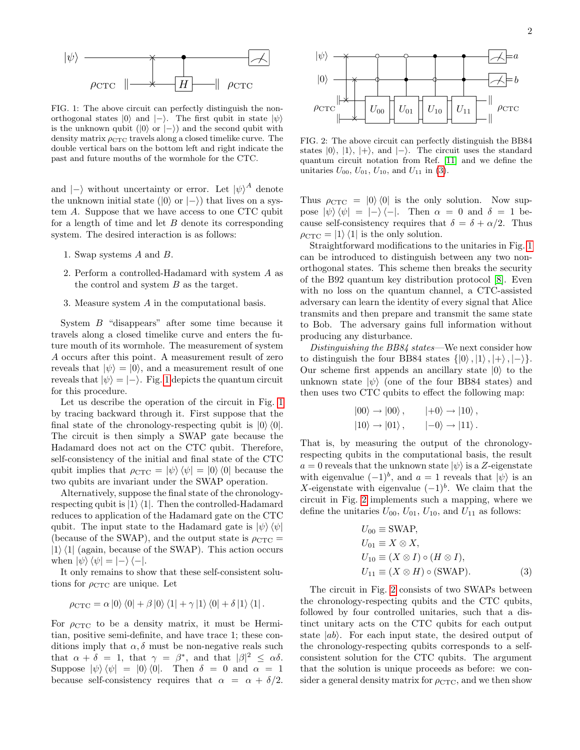FIG. 1: The above circuit can perfectly distinguish the non-orthogonal states $|0\rangle$ and $|-\rangle$. The first qubit in state $|\psi\rangle$ is the unknown qubit ($|0\rangle$ or $|-\rangle$) and the second qubit with density matrix $\rho_{\text{CTC}}$ travels along a closed timelike curve. The double vertical bars on the bottom left and right indicate the past and future mouths of the wormhole for the CTC.

and $|-\rangle$ without uncertainty or error. Let $|\psi\rangle^A$ denote the unknown initial state ($|0\rangle$ or $|-\rangle$) that lives on a system $A$. Suppose that we have access to one CTC qubit for a length of time and let $B$ denote its corresponding system. The desired interaction is as follows:

1. Swap systems $A$ and $B$.
2. Perform a controlled-Hadamard with system $A$ as the control and system $B$ as the target.
3. Measure system $A$ in the computational basis.

System $B$ "disappears" after some time because it travels along a closed timelike curve and enters the future mouth of its wormhole. The measurement of system $A$ occurs after this point. A measurement result of zero reveals that $|\psi\rangle = |0\rangle$, and a measurement result of one reveals that $|\psi\rangle = |-\rangle$. Fig. 1 depicts the quantum circuit for this procedure.

Let us describe the operation of the circuit in Fig. 1 by tracing backward through it. First suppose that the final state of the chronology-respecting qubit is $|0\rangle\langle 0|$. The circuit is then simply a SWAP gate because the Hadamard does not act on the CTC qubit. Therefore, self-consistency of the initial and final state of the CTC qubit implies that $\rho_{\text{CTC}} = |\psi\rangle\langle\psi| = |0\rangle\langle 0|$ because the two qubits are invariant under the SWAP operation.

Alternatively, suppose the final state of the chronology-respecting qubit is $|1\rangle\langle 1|$. Then the controlled-Hadamard reduces to application of the Hadamard gate on the CTC qubit. The input state to the Hadamard gate is $|\psi\rangle\langle\psi|$ (because of the SWAP), and the output state is $\rho_{\text{CTC}} = |1\rangle\langle 1|$ (again, because of the SWAP). This action occurs when $|\psi\rangle\langle\psi| = |-\rangle\langle -|$.

It only remains to show that these self-consistent solutions for $\rho_{\text{CTC}}$ are unique. Let

$$\rho_{\text{CTC}} = \alpha |0\rangle\langle 0| + \beta |0\rangle\langle 1| + \gamma |1\rangle\langle 0| + \delta |1\rangle\langle 1| .$$

For $\rho_{\text{CTC}}$ to be a density matrix, it must be Hermitian, positive semi-definite, and have trace 1; these conditions imply that $\alpha, \delta$ are non-negative reals such that $\alpha + \delta = 1$, that $\gamma = \beta^*$, and that $|\beta|^2 \leq \alpha\delta$. Suppose $|\psi\rangle\langle\psi| = |0\rangle\langle 0|$. Then $\delta = 0$ and $\alpha = 1$ because self-consistency requires that $\alpha = \alpha + \delta/2$. Thus $\rho_{\text{CTC}} = |0\rangle\langle 0|$ is the only solution. Now suppose $|\psi\rangle\langle\psi| = |-\rangle\langle -|$. Then $\alpha = 0$ and $\delta = 1$ because self-consistency requires that $\delta = \delta + \alpha/2$. Thus $\rho_{\text{CTC}} = |1\rangle\langle 1|$ is the only solution.

Straightforward modifications to the unitaries in Fig. 1 can be introduced to distinguish between any two non-orthogonal states. This scheme then breaks the security of the B92 quantum key distribution protocol [8]. Even with no loss on the quantum channel, a CTC-assisted adversary can learn the identity of every signal that Alice transmits and then prepare and transmit the same state to Bob. The adversary gains full information without producing any disturbance.

FIG. 2: The above circuit can perfectly distinguish the BB84 states $|0\rangle$, $|1\rangle$, $|+\rangle$, and $|-\rangle$. The circuit uses the standard quantum circuit notation from Ref. [11] and we define the unitaries $U_{00}$, $U_{01}$, $U_{10}$, and $U_{11}$ in (3).

*Distinguishing the BB84 states*—We next consider how to distinguish the four BB84 states $\{|0\rangle, |1\rangle, |+\rangle, |-\rangle\}$. Our scheme first appends an ancillary state $|0\rangle$ to the unknown state $|\psi\rangle$ (one of the four BB84 states) and then uses two CTC qubits to effect the following map:

$$\begin{aligned} |00\rangle &\to |00\rangle, & |+0\rangle &\to |10\rangle, \\ |10\rangle &\to |01\rangle, & |-0\rangle &\to |11\rangle. \end{aligned}$$

That is, by measuring the output of the chronology-respecting qubits in the computational basis, the result $a = 0$ reveals that the unknown state $|\psi\rangle$ is a $Z$-eigenstate with eigenvalue $(-1)^b$, and $a = 1$ reveals that $|\psi\rangle$ is an $X$-eigenstate with eigenvalue $(-1)^b$. We claim that the circuit in Fig. 2 implements such a mapping, where we define the unitaries $U_{00}$, $U_{01}$, $U_{10}$, and $U_{11}$ as follows:

$$\begin{aligned} U_{00} &\equiv \text{SWAP}, \\ U_{01} &\equiv X \otimes X, \\ U_{10} &\equiv (X \otimes I) \circ (H \otimes I), \\ U_{11} &\equiv (X \otimes H) \circ (\text{SWAP}). \end{aligned} \tag{3}$$

The circuit in Fig. 2 consists of two SWAPs between the chronology-respecting qubits and the CTC qubits, followed by four controlled unitaries, such that a distinct unitary acts on the CTC qubits for each output state $|ab\rangle$. For each input state, the desired output of the chronology-respecting qubits corresponds to a self-consistent solution for the CTC qubits. The argument that the solution is unique proceeds as before: we consider a general density matrix for $\rho_{\text{CTC}}$, and we then show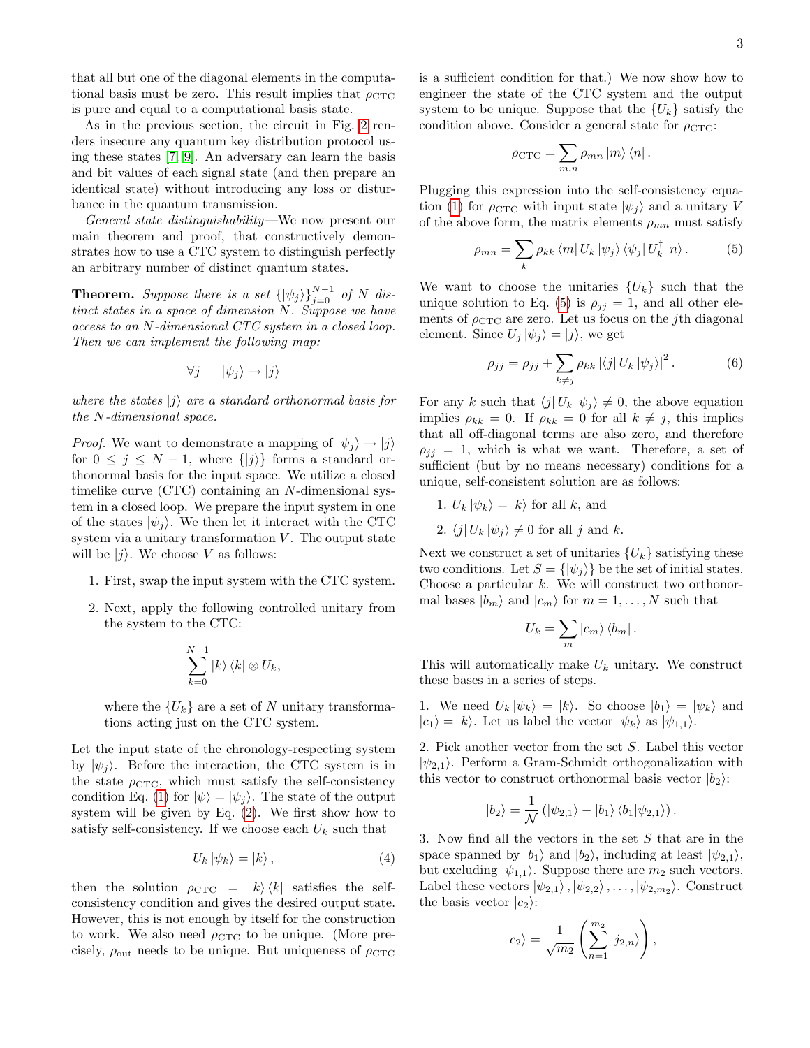that all but one of the diagonal elements in the computational basis must be zero. This result implies that $\rho_{\rm CTC}$ is pure and equal to a computational basis state.

As in the previous section, the circuit in Fig. 2 renders insecure any quantum key distribution protocol using these states [7, 9]. An adversary can learn the basis and bit values of each signal state (and then prepare an identical state) without introducing any loss or disturbance in the quantum transmission.

*General state distinguishability*—We now present our main theorem and proof, that constructively demonstrates how to use a CTC system to distinguish perfectly an arbitrary number of distinct quantum states.

**Theorem.** *Suppose there is a set $\{|\psi_j\rangle\}_{j=0}^{N-1}$ of $N$ distinct states in a space of dimension $N$. Suppose we have access to an $N$-dimensional CTC system in a closed loop. Then we can implement the following map:*

$$\forall j \quad |\psi_j\rangle \to |j\rangle$$

*where the states $|j\rangle$ are a standard orthonormal basis for the $N$-dimensional space.*

*Proof.* We want to demonstrate a mapping of $|\psi_j\rangle \to |j\rangle$ for $0 \le j \le N-1$, where $\{|j\rangle\}$ forms a standard orthonormal basis for the input space. We utilize a closed timelike curve (CTC) containing an $N$-dimensional system in a closed loop. We prepare the input system in one of the states $|\psi_j\rangle$. We then let it interact with the CTC system via a unitary transformation $V$. The output state will be $|j\rangle$. We choose $V$ as follows:

1. First, swap the input system with the CTC system.
2. Next, apply the following controlled unitary from the system to the CTC:

$$\sum_{k=0}^{N-1} |k\rangle\langle k| \otimes U_k,$$

where the $\{U_k\}$ are a set of $N$ unitary transformations acting just on the CTC system.

Let the input state of the chronology-respecting system by $|\psi_j\rangle$. Before the interaction, the CTC system is in the state $\rho_{\rm CTC}$, which must satisfy the self-consistency condition Eq. (1) for $|\psi\rangle = |\psi_j\rangle$. The state of the output system will be given by Eq. (2). We first show how to satisfy self-consistency. If we choose each $U_k$ such that

$$U_k |\psi_k\rangle = |k\rangle, \tag{4}$$

then the solution $\rho_{\rm CTC} = |k\rangle\langle k|$ satisfies the self-consistency condition and gives the desired output state. However, this is not enough by itself for the construction to work. We also need $\rho_{\rm CTC}$ to be unique. (More precisely, $\rho_{\rm out}$ needs to be unique. But uniqueness of $\rho_{\rm CTC}$ is a sufficient condition for that.) We now show how to engineer the state of the CTC system and the output system to be unique. Suppose that the $\{U_k\}$ satisfy the condition above. Consider a general state for $\rho_{\rm CTC}$:

$$\rho_{\rm CTC} = \sum_{m,n} \rho_{mn} |m\rangle\langle n|.$$

Plugging this expression into the self-consistency equation (1) for $\rho_{\rm CTC}$ with input state $|\psi_j\rangle$ and a unitary $V$ of the above form, the matrix elements $\rho_{mn}$ must satisfy

$$\rho_{mn} = \sum_k \rho_{kk} \langle m| U_k |\psi_j\rangle \langle \psi_j| U_k^\dagger |n\rangle. \tag{5}$$

We want to choose the unitaries $\{U_k\}$ such that the unique solution to Eq. (5) is $\rho_{jj} = 1$, and all other elements of $\rho_{\rm CTC}$ are zero. Let us focus on the $j$th diagonal element. Since $U_j |\psi_j\rangle = |j\rangle$, we get

$$\rho_{jj} = \rho_{jj} + \sum_{k \neq j} \rho_{kk} \left|\langle j| U_k |\psi_j\rangle\right|^2. \tag{6}$$

For any $k$ such that $\langle j| U_k |\psi_j\rangle \neq 0$, the above equation implies $\rho_{kk} = 0$. If $\rho_{kk} = 0$ for all $k \neq j$, this implies that all off-diagonal terms are also zero, and therefore $\rho_{jj} = 1$, which is what we want. Therefore, a set of sufficient (but by no means necessary) conditions for a unique, self-consistent solution are as follows:

1. $U_k |\psi_k\rangle = |k\rangle$ for all $k$, and
2. $\langle j| U_k |\psi_j\rangle \neq 0$ for all $j$ and $k$.

Next we construct a set of unitaries $\{U_k\}$ satisfying these two conditions. Let $S = \{|\psi_j\rangle\}$ be the set of initial states. Choose a particular $k$. We will construct two orthonormal bases $|b_m\rangle$ and $|c_m\rangle$ for $m = 1, \ldots, N$ such that

$$U_k = \sum_m |c_m\rangle\langle b_m|.$$

This will automatically make $U_k$ unitary. We construct these bases in a series of steps.

1. We need $U_k |\psi_k\rangle = |k\rangle$. So choose $|b_1\rangle = |\psi_k\rangle$ and $|c_1\rangle = |k\rangle$. Let us label the vector $|\psi_k\rangle$ as $|\psi_{1,1}\rangle$.

2. Pick another vector from the set $S$. Label this vector $|\psi_{2,1}\rangle$. Perform a Gram-Schmidt orthogonalization with this vector to construct orthonormal basis vector $|b_2\rangle$:

$$|b_2\rangle = \frac{1}{\mathcal{N}} \left( |\psi_{2,1}\rangle - |b_1\rangle\langle b_1|\psi_{2,1}\rangle \right).$$

3. Now find all the vectors in the set $S$ that are in the space spanned by $|b_1\rangle$ and $|b_2\rangle$, including at least $|\psi_{2,1}\rangle$, but excluding $|\psi_{1,1}\rangle$. Suppose there are $m_2$ such vectors. Label these vectors $|\psi_{2,1}\rangle, |\psi_{2,2}\rangle, \ldots, |\psi_{2,m_2}\rangle$. Construct the basis vector $|c_2\rangle$:

$$|c_2\rangle = \frac{1}{\sqrt{m_2}} \left( \sum_{n=1}^{m_2} |j_{2,n}\rangle \right),$$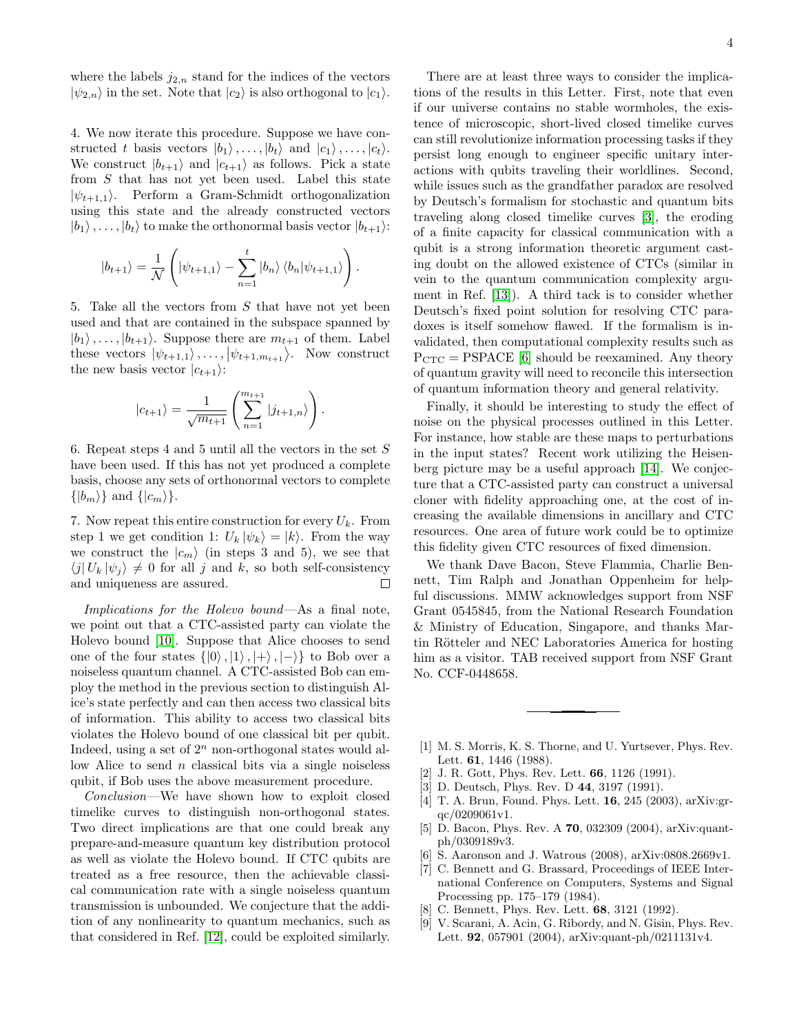where the labels $j_{2,n}$ stand for the indices of the vectors $|\psi_{2,n}\rangle$ in the set. Note that $|c_2\rangle$ is also orthogonal to $|c_1\rangle$.

4. We now iterate this procedure. Suppose we have constructed $t$ basis vectors $|b_1\rangle, \ldots, |b_t\rangle$ and $|c_1\rangle, \ldots, |c_t\rangle$. We construct $|b_{t+1}\rangle$ and $|c_{t+1}\rangle$ as follows. Pick a state from $S$ that has not yet been used. Label this state $|\psi_{t+1,1}\rangle$. Perform a Gram-Schmidt orthogonalization using this state and the already constructed vectors $|b_1\rangle, \ldots, |b_t\rangle$ to make the orthonormal basis vector $|b_{t+1}\rangle$:

$$|b_{t+1}\rangle = \frac{1}{\mathcal{N}} \left( |\psi_{t+1,1}\rangle - \sum_{n=1}^{t} |b_n\rangle \langle b_n | \psi_{t+1,1}\rangle \right).$$

5. Take all the vectors from $S$ that have not yet been used and that are contained in the subspace spanned by $|b_1\rangle, \ldots, |b_{t+1}\rangle$. Suppose there are $m_{t+1}$ of them. Label these vectors $|\psi_{t+1,1}\rangle, \ldots, |\psi_{t+1,m_{t+1}}\rangle$. Now construct the new basis vector $|c_{t+1}\rangle$:

$$|c_{t+1}\rangle = \frac{1}{\sqrt{m_{t+1}}} \left( \sum_{n=1}^{m_{t+1}} |j_{t+1,n}\rangle \right).$$

6. Repeat steps 4 and 5 until all the vectors in the set $S$ have been used. If this has not yet produced a complete basis, choose any sets of orthonormal vectors to complete $\{|b_m\rangle\}$ and $\{|c_m\rangle\}$.

7. Now repeat this entire construction for every $U_k$. From step 1 we get condition 1: $U_k |\psi_k\rangle = |k\rangle$. From the way we construct the $|c_m\rangle$ (in steps 3 and 5), we see that $\langle j| U_k |\psi_j\rangle \neq 0$ for all $j$ and $k$, so both self-consistency and uniqueness are assured. □

*Implications for the Holevo bound*—As a final note, we point out that a CTC-assisted party can violate the Holevo bound [10]. Suppose that Alice chooses to send one of the four states $\{|0\rangle, |1\rangle, |+\rangle, |-\rangle\}$ to Bob over a noiseless quantum channel. A CTC-assisted Bob can employ the method in the previous section to distinguish Alice's state perfectly and can then access two classical bits of information. This ability to access two classical bits violates the Holevo bound of one classical bit per qubit. Indeed, using a set of $2^n$ non-orthogonal states would allow Alice to send $n$ classical bits via a single noiseless qubit, if Bob uses the above measurement procedure.

*Conclusion*—We have shown how to exploit closed timelike curves to distinguish non-orthogonal states. Two direct implications are that one could break any prepare-and-measure quantum key distribution protocol as well as violate the Holevo bound. If CTC qubits are treated as a free resource, then the achievable classical communication rate with a single noiseless quantum transmission is unbounded. We conjecture that the addition of any nonlinearity to quantum mechanics, such as that considered in Ref. [12], could be exploited similarly.

There are at least three ways to consider the implications of the results in this Letter. First, note that even if our universe contains no stable wormholes, the existence of microscopic, short-lived closed timelike curves can still revolutionize information processing tasks if they persist long enough to engineer specific unitary interactions with qubits traveling their worldlines. Second, while issues such as the grandfather paradox are resolved by Deutsch's formalism for stochastic and quantum bits traveling along closed timelike curves [3], the eroding of a finite capacity for classical communication with a qubit is a strong information theoretic argument casting doubt on the allowed existence of CTCs (similar in vein to the quantum communication complexity argument in Ref. [13]). A third tack is to consider whether Deutsch's fixed point solution for resolving CTC paradoxes is itself somehow flawed. If the formalism is invalidated, then computational complexity results such as $\mathrm{P_{CTC}} = \mathrm{PSPACE}$ [6] should be reexamined. Any theory of quantum gravity will need to reconcile this intersection of quantum information theory and general relativity.

Finally, it should be interesting to study the effect of noise on the physical processes outlined in this Letter. For instance, how stable are these maps to perturbations in the input states? Recent work utilizing the Heisenberg picture may be a useful approach [14]. We conjecture that a CTC-assisted party can construct a universal cloner with fidelity approaching one, at the cost of increasing the available dimensions in ancillary and CTC resources. One area of future work could be to optimize this fidelity given CTC resources of fixed dimension.

We thank Dave Bacon, Steve Flammia, Charlie Bennett, Tim Ralph and Jonathan Oppenheim for helpful discussions. MMW acknowledges support from NSF Grant 0545845, from the National Research Foundation & Ministry of Education, Singapore, and thanks Martin Rötteler and NEC Laboratories America for hosting him as a visitor. TAB received support from NSF Grant No. CCF-0448658.

---

[1] M. S. Morris, K. S. Thorne, and U. Yurtsever, Phys. Rev. Lett. **61**, 1446 (1988).

[2] J. R. Gott, Phys. Rev. Lett. **66**, 1126 (1991).

[3] D. Deutsch, Phys. Rev. D **44**, 3197 (1991).

[4] T. A. Brun, Found. Phys. Lett. **16**, 245 (2003), arXiv:gr-qc/0209061v1.

[5] D. Bacon, Phys. Rev. A **70**, 032309 (2004), arXiv:quant-ph/0309189v3.

[6] S. Aaronson and J. Watrous (2008), arXiv:0808.2669v1.

[7] C. Bennett and G. Brassard, Proceedings of IEEE International Conference on Computers, Systems and Signal Processing pp. 175–179 (1984).

[8] C. Bennett, Phys. Rev. Lett. **68**, 3121 (1992).

[9] V. Scarani, A. Acin, G. Ribordy, and N. Gisin, Phys. Rev. Lett. **92**, 057901 (2004), arXiv:quant-ph/0211131v4.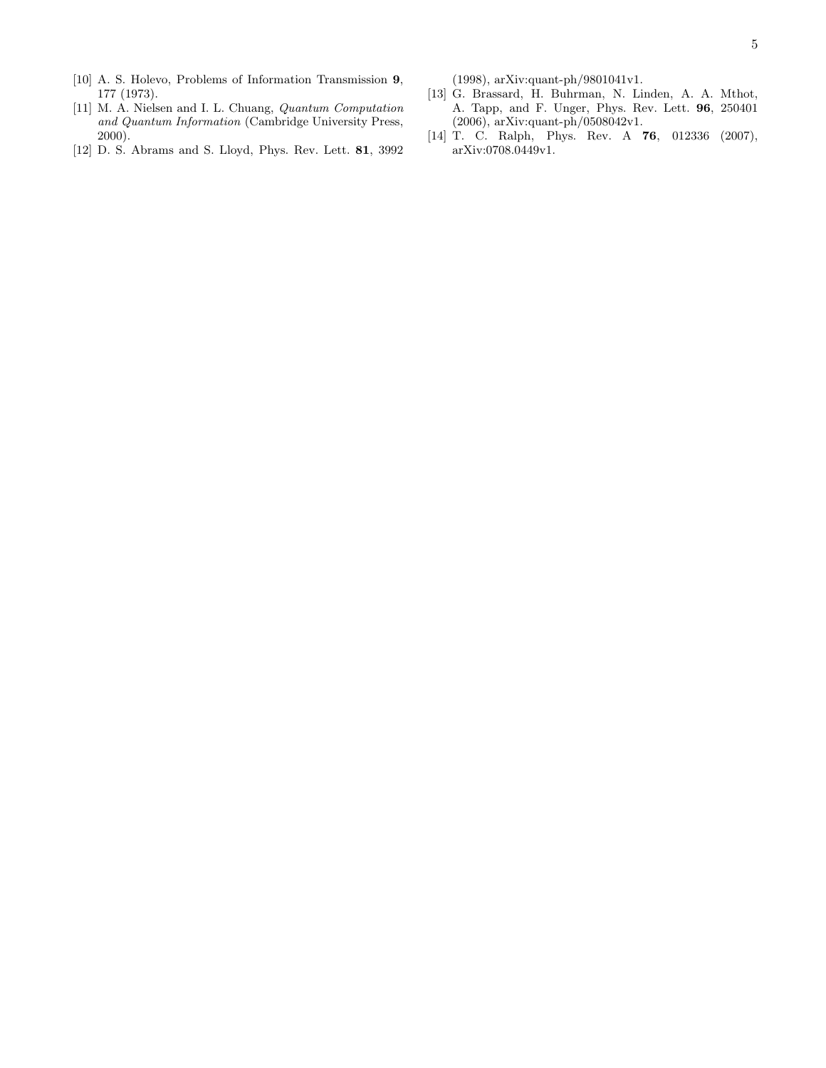[10] A. S. Holevo, Problems of Information Transmission **9**, 177 (1973).

[11] M. A. Nielsen and I. L. Chuang, *Quantum Computation and Quantum Information* (Cambridge University Press, 2000).

[12] D. S. Abrams and S. Lloyd, Phys. Rev. Lett. **81**, 3992 (1998), arXiv:quant-ph/9801041v1.

[13] G. Brassard, H. Buhrman, N. Linden, A. A. Mthot, A. Tapp, and F. Unger, Phys. Rev. Lett. **96**, 250401 (2006), arXiv:quant-ph/0508042v1.

[14] T. C. Ralph, Phys. Rev. A **76**, 012336 (2007), arXiv:0708.0449v1.